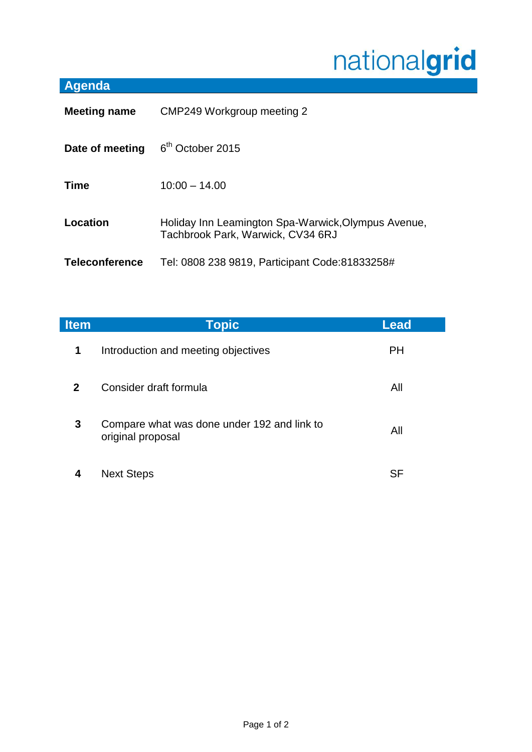nationalgrid

## Agenda

**Meeting name** CMP249 Workgroup meeting 2

**Date of meeting** 6th October 2015

**Time** 10:00 – 14.00

**Location** Holiday Inn Leamington Spa-Warwick,Olympus Avenue, Tachbrook Park, Warwick, CV34 6RJ

**Teleconference** Tel: 0808 238 9819, Participant Code:81833258#

| Item | Topic | Lead |
|---|---|---|
| **1** | Introduction and meeting objectives | PH |
| **2** | Consider draft formula | All |
| **3** | Compare what was done under 192 and link to original proposal | All |
| **4** | Next Steps | SF |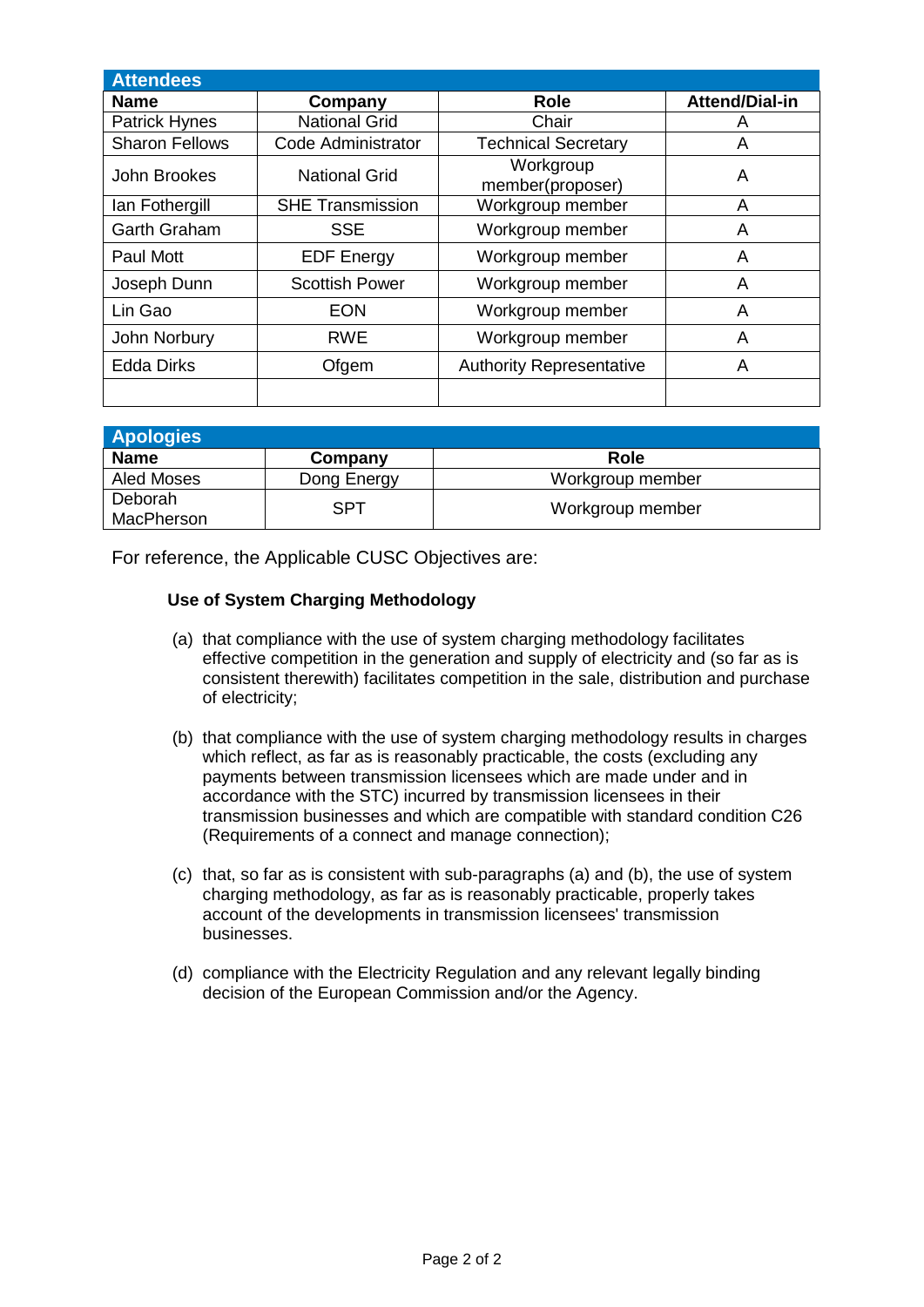| Attendees | | | |
|---|---|---|---|
| **Name** | **Company** | **Role** | **Attend/Dial-in** |
| Patrick Hynes | National Grid | Chair | A |
| Sharon Fellows | Code Administrator | Technical Secretary | A |
| John Brookes | National Grid | Workgroup member(proposer) | A |
| Ian Fothergill | SHE Transmission | Workgroup member | A |
| Garth Graham | SSE | Workgroup member | A |
| Paul Mott | EDF Energy | Workgroup member | A |
| Joseph Dunn | Scottish Power | Workgroup member | A |
| Lin Gao | EON | Workgroup member | A |
| John Norbury | RWE | Workgroup member | A |
| Edda Dirks | Ofgem | Authority Representative | A |
| | | | |

| Apologies | | |
|---|---|---|
| **Name** | **Company** | **Role** |
| Aled Moses | Dong Energy | Workgroup member |
| Deborah MacPherson | SPT | Workgroup member |

For reference, the Applicable CUSC Objectives are:

**Use of System Charging Methodology**

(a) that compliance with the use of system charging methodology facilitates effective competition in the generation and supply of electricity and (so far as is consistent therewith) facilitates competition in the sale, distribution and purchase of electricity;

(b) that compliance with the use of system charging methodology results in charges which reflect, as far as is reasonably practicable, the costs (excluding any payments between transmission licensees which are made under and in accordance with the STC) incurred by transmission licensees in their transmission businesses and which are compatible with standard condition C26 (Requirements of a connect and manage connection);

(c) that, so far as is consistent with sub-paragraphs (a) and (b), the use of system charging methodology, as far as is reasonably practicable, properly takes account of the developments in transmission licensees' transmission businesses.

(d) compliance with the Electricity Regulation and any relevant legally binding decision of the European Commission and/or the Agency.